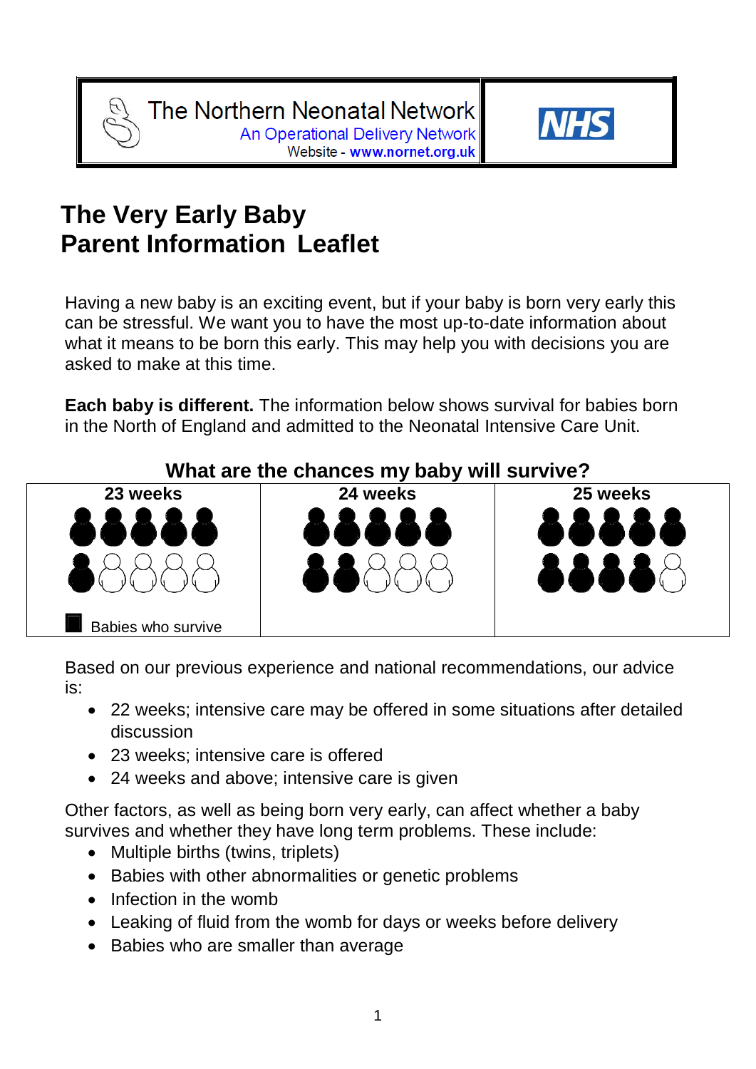The Northern Neonatal Network
An Operational Delivery Network
Website - www.nornet.org.uk

NHS

# The Very Early Baby
# Parent Information Leaflet

Having a new baby is an exciting event, but if your baby is born very early this can be stressful. We want you to have the most up-to-date information about what it means to be born this early. This may help you with decisions you are asked to make at this time.

**Each baby is different.** The information below shows survival for babies born in the North of England and admitted to the Neonatal Intensive Care Unit.

## What are the chances my baby will survive?

| 23 weeks | 24 weeks | 25 weeks |
|---|---|---|
| 6 out of 10 babies survive | 7 out of 10 babies survive | 9 out of 10 babies survive |

■ Babies who survive

Based on our previous experience and national recommendations, our advice is:

- 22 weeks; intensive care may be offered in some situations after detailed discussion
- 23 weeks; intensive care is offered
- 24 weeks and above; intensive care is given

Other factors, as well as being born very early, can affect whether a baby survives and whether they have long term problems. These include:

- Multiple births (twins, triplets)
- Babies with other abnormalities or genetic problems
- Infection in the womb
- Leaking of fluid from the womb for days or weeks before delivery
- Babies who are smaller than average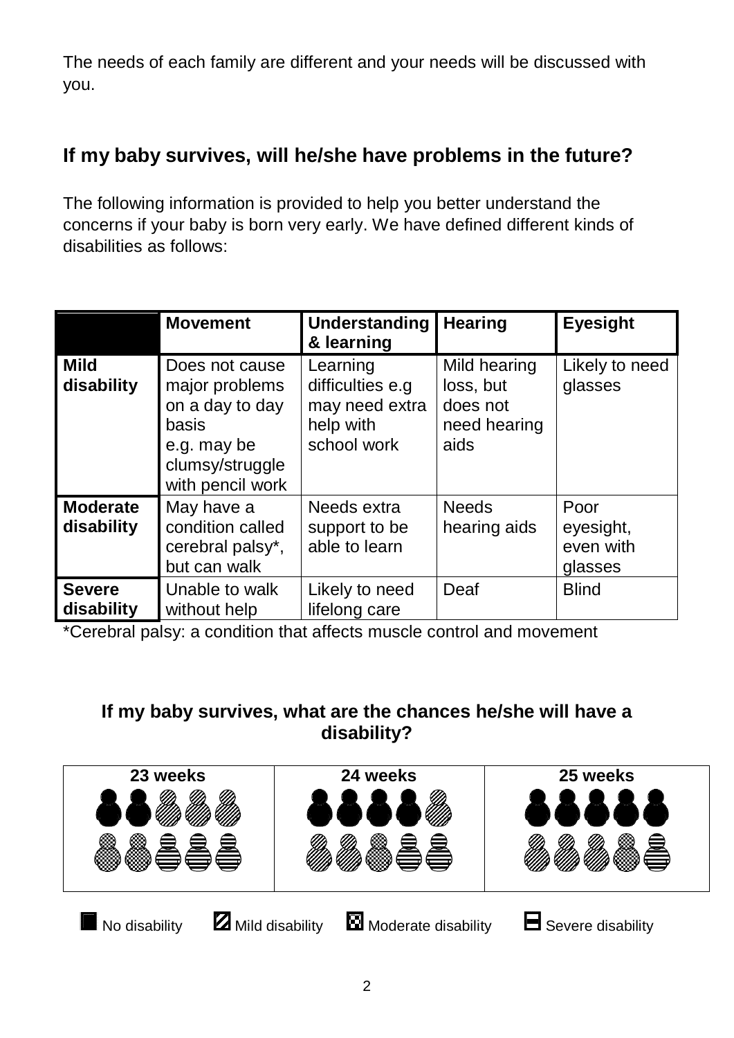The needs of each family are different and your needs will be discussed with you.

## If my baby survives, will he/she have problems in the future?

The following information is provided to help you better understand the concerns if your baby is born very early. We have defined different kinds of disabilities as follows:

| | Movement | Understanding & learning | Hearing | Eyesight |
|---|---|---|---|---|
| **Mild disability** | Does not cause major problems on a day to day basis e.g. may be clumsy/struggle with pencil work | Learning difficulties e.g may need extra help with school work | Mild hearing loss, but does not need hearing aids | Likely to need glasses |
| **Moderate disability** | May have a condition called cerebral palsy*, but can walk | Needs extra support to be able to learn | Needs hearing aids | Poor eyesight, even with glasses |
| **Severe disability** | Unable to walk without help | Likely to need lifelong care | Deaf | Blind |

*Cerebral palsy: a condition that affects muscle control and movement

### If my baby survives, what are the chances he/she will have a disability?

| 23 weeks | 24 weeks | 25 weeks |
|---|---|---|

No disability   Mild disability   Moderate disability   Severe disability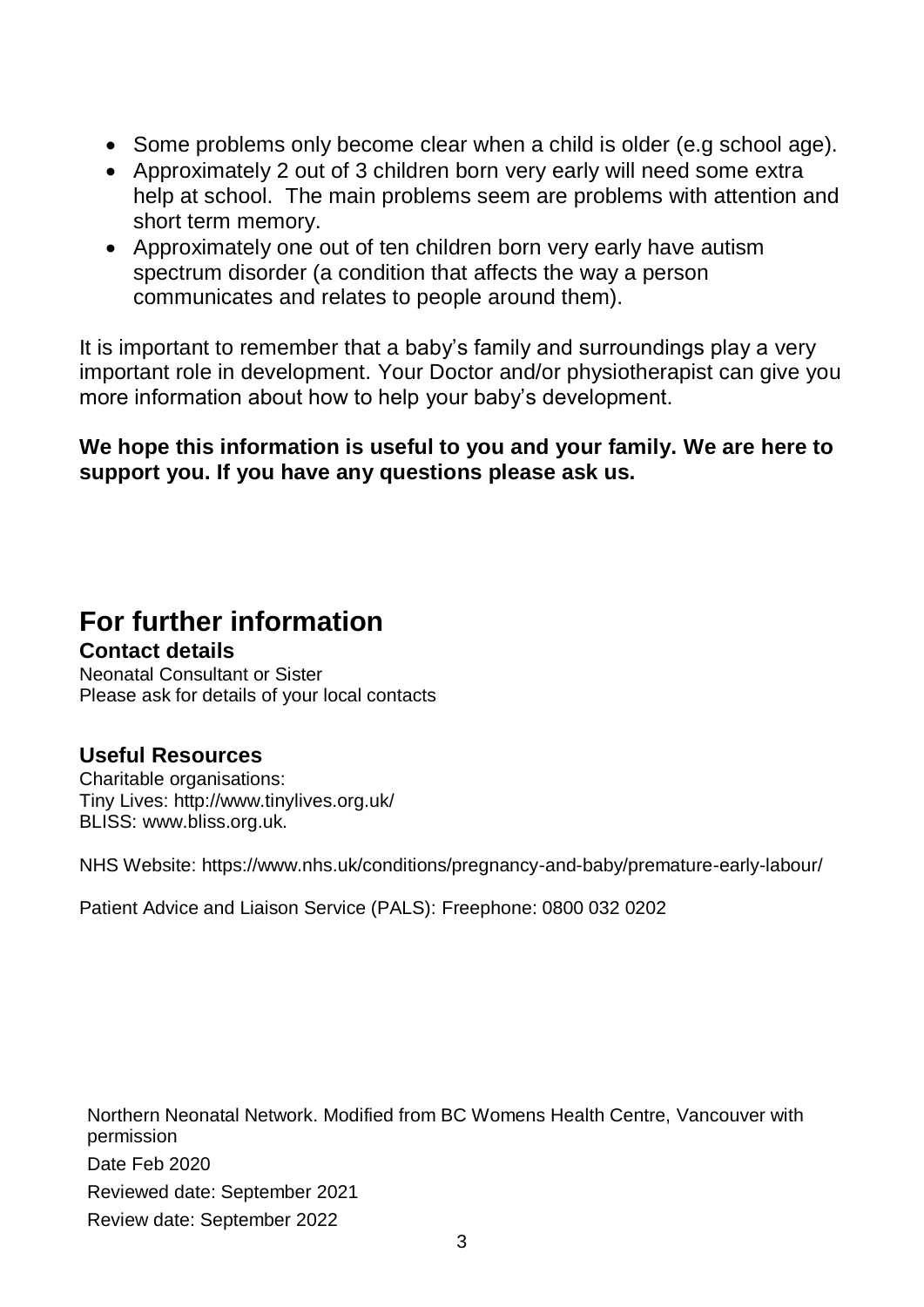- Some problems only become clear when a child is older (e.g school age).
- Approximately 2 out of 3 children born very early will need some extra help at school. The main problems seem are problems with attention and short term memory.
- Approximately one out of ten children born very early have autism spectrum disorder (a condition that affects the way a person communicates and relates to people around them).

It is important to remember that a baby's family and surroundings play a very important role in development. Your Doctor and/or physiotherapist can give you more information about how to help your baby's development.

**We hope this information is useful to you and your family. We are here to support you. If you have any questions please ask us.**

# For further information

### Contact details

Neonatal Consultant or Sister
Please ask for details of your local contacts

### Useful Resources

Charitable organisations:
Tiny Lives: http://www.tinylives.org.uk/
BLISS: www.bliss.org.uk.

NHS Website: https://www.nhs.uk/conditions/pregnancy-and-baby/premature-early-labour/

Patient Advice and Liaison Service (PALS): Freephone: 0800 032 0202

Northern Neonatal Network. Modified from BC Womens Health Centre, Vancouver with permission

Date Feb 2020

Reviewed date: September 2021

Review date: September 2022